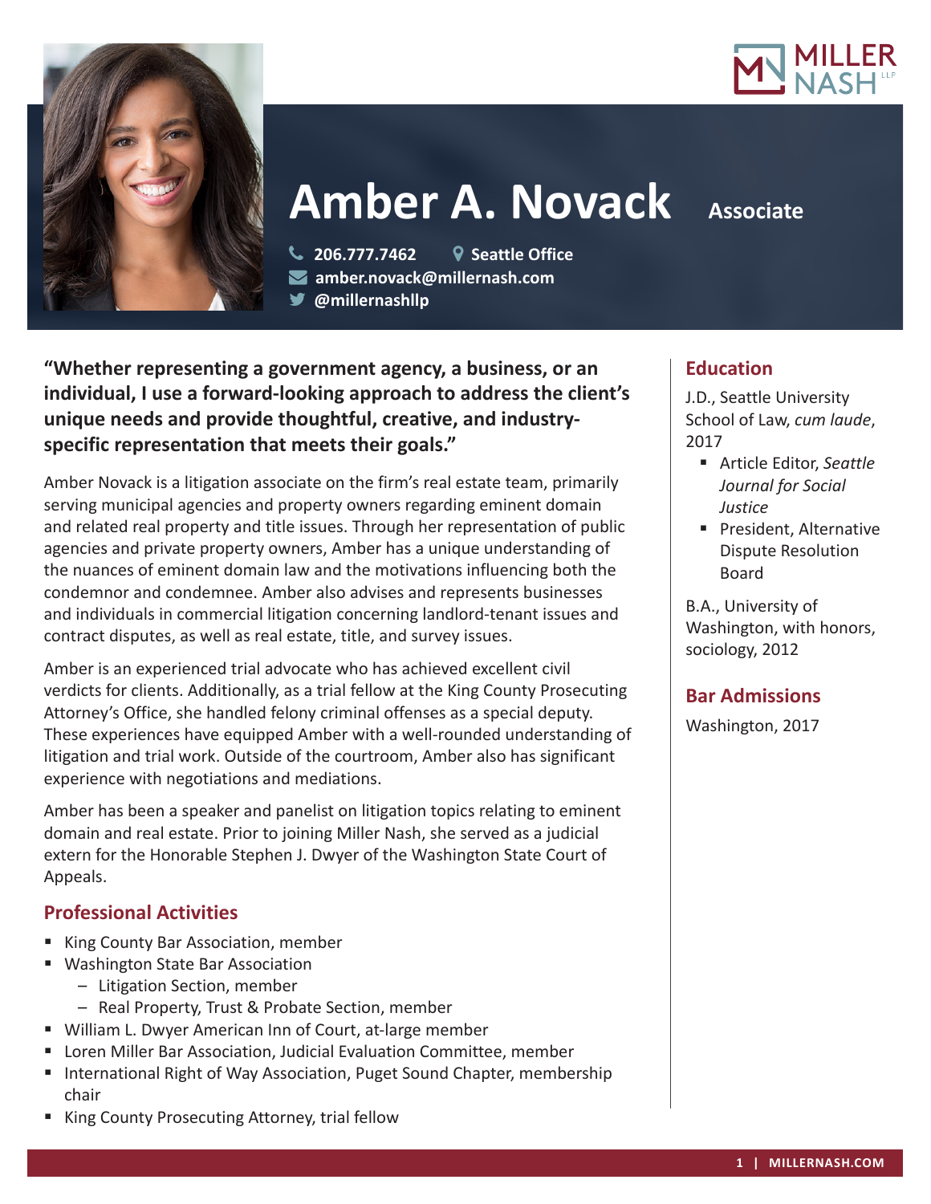# Amber A. Novack

**Associate**

206.777.7462 | Seattle Office
amber.novack@millernash.com
@millernashllp

**"Whether representing a government agency, a business, or an individual, I use a forward-looking approach to address the client's unique needs and provide thoughtful, creative, and industry-specific representation that meets their goals."**

Amber Novack is a litigation associate on the firm's real estate team, primarily serving municipal agencies and property owners regarding eminent domain and related real property and title issues. Through her representation of public agencies and private property owners, Amber has a unique understanding of the nuances of eminent domain law and the motivations influencing both the condemnor and condemnee. Amber also advises and represents businesses and individuals in commercial litigation concerning landlord-tenant issues and contract disputes, as well as real estate, title, and survey issues.

Amber is an experienced trial advocate who has achieved excellent civil verdicts for clients. Additionally, as a trial fellow at the King County Prosecuting Attorney's Office, she handled felony criminal offenses as a special deputy. These experiences have equipped Amber with a well-rounded understanding of litigation and trial work. Outside of the courtroom, Amber also has significant experience with negotiations and mediations.

Amber has been a speaker and panelist on litigation topics relating to eminent domain and real estate. Prior to joining Miller Nash, she served as a judicial extern for the Honorable Stephen J. Dwyer of the Washington State Court of Appeals.

## Professional Activities

- King County Bar Association, member
- Washington State Bar Association
  - Litigation Section, member
  - Real Property, Trust & Probate Section, member
- William L. Dwyer American Inn of Court, at-large member
- Loren Miller Bar Association, Judicial Evaluation Committee, member
- International Right of Way Association, Puget Sound Chapter, membership chair
- King County Prosecuting Attorney, trial fellow

## Education

J.D., Seattle University School of Law, *cum laude*, 2017

- Article Editor, *Seattle Journal for Social Justice*
- President, Alternative Dispute Resolution Board

B.A., University of Washington, with honors, sociology, 2012

## Bar Admissions

Washington, 2017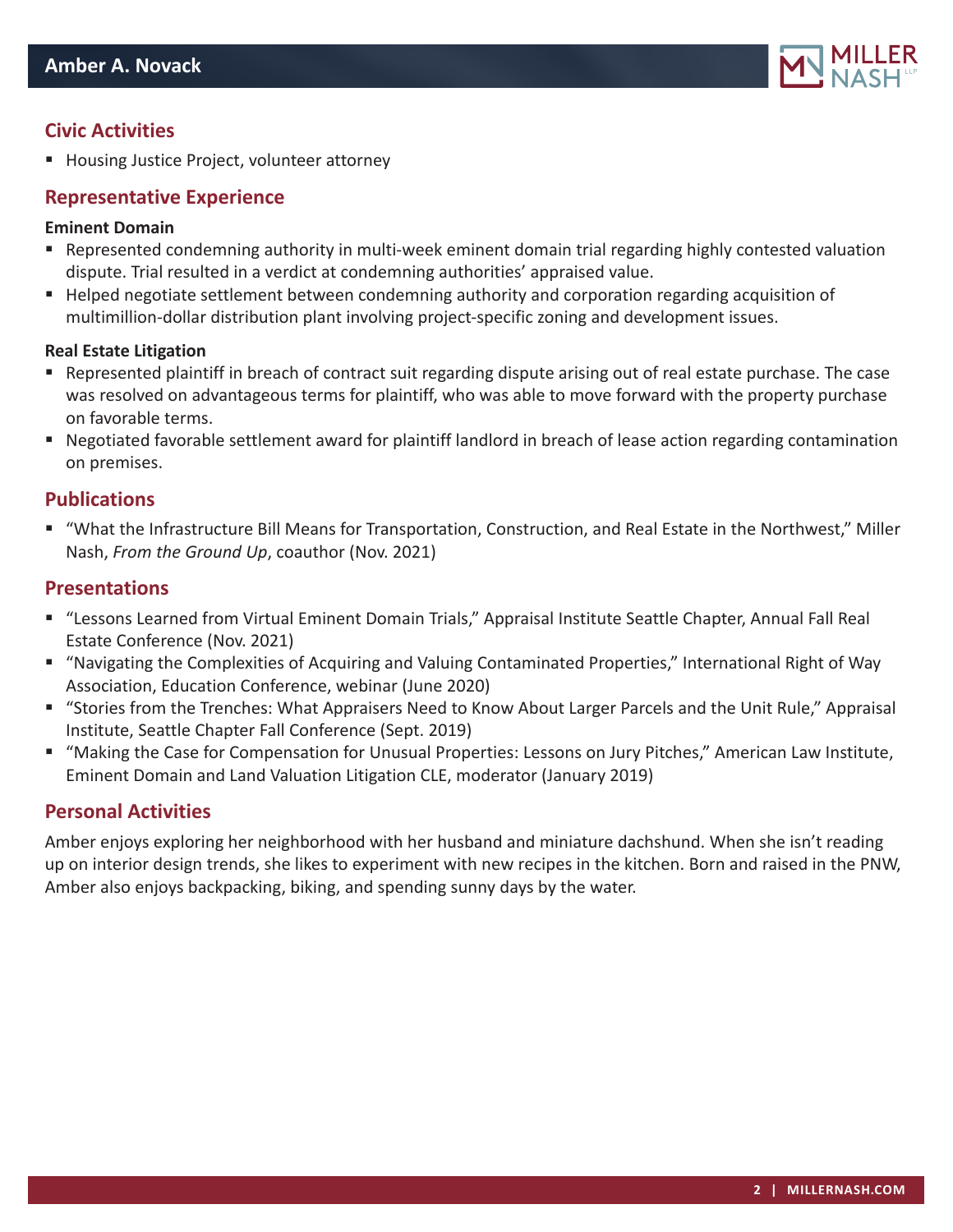## Civic Activities

- Housing Justice Project, volunteer attorney

## Representative Experience

**Eminent Domain**

- Represented condemning authority in multi-week eminent domain trial regarding highly contested valuation dispute. Trial resulted in a verdict at condemning authorities' appraised value.
- Helped negotiate settlement between condemning authority and corporation regarding acquisition of multimillion-dollar distribution plant involving project-specific zoning and development issues.

**Real Estate Litigation**

- Represented plaintiff in breach of contract suit regarding dispute arising out of real estate purchase. The case was resolved on advantageous terms for plaintiff, who was able to move forward with the property purchase on favorable terms.
- Negotiated favorable settlement award for plaintiff landlord in breach of lease action regarding contamination on premises.

## Publications

- "What the Infrastructure Bill Means for Transportation, Construction, and Real Estate in the Northwest," Miller Nash, *From the Ground Up*, coauthor (Nov. 2021)

## Presentations

- "Lessons Learned from Virtual Eminent Domain Trials," Appraisal Institute Seattle Chapter, Annual Fall Real Estate Conference (Nov. 2021)
- "Navigating the Complexities of Acquiring and Valuing Contaminated Properties," International Right of Way Association, Education Conference, webinar (June 2020)
- "Stories from the Trenches: What Appraisers Need to Know About Larger Parcels and the Unit Rule," Appraisal Institute, Seattle Chapter Fall Conference (Sept. 2019)
- "Making the Case for Compensation for Unusual Properties: Lessons on Jury Pitches," American Law Institute, Eminent Domain and Land Valuation Litigation CLE, moderator (January 2019)

## Personal Activities

Amber enjoys exploring her neighborhood with her husband and miniature dachshund. When she isn't reading up on interior design trends, she likes to experiment with new recipes in the kitchen. Born and raised in the PNW, Amber also enjoys backpacking, biking, and spending sunny days by the water.